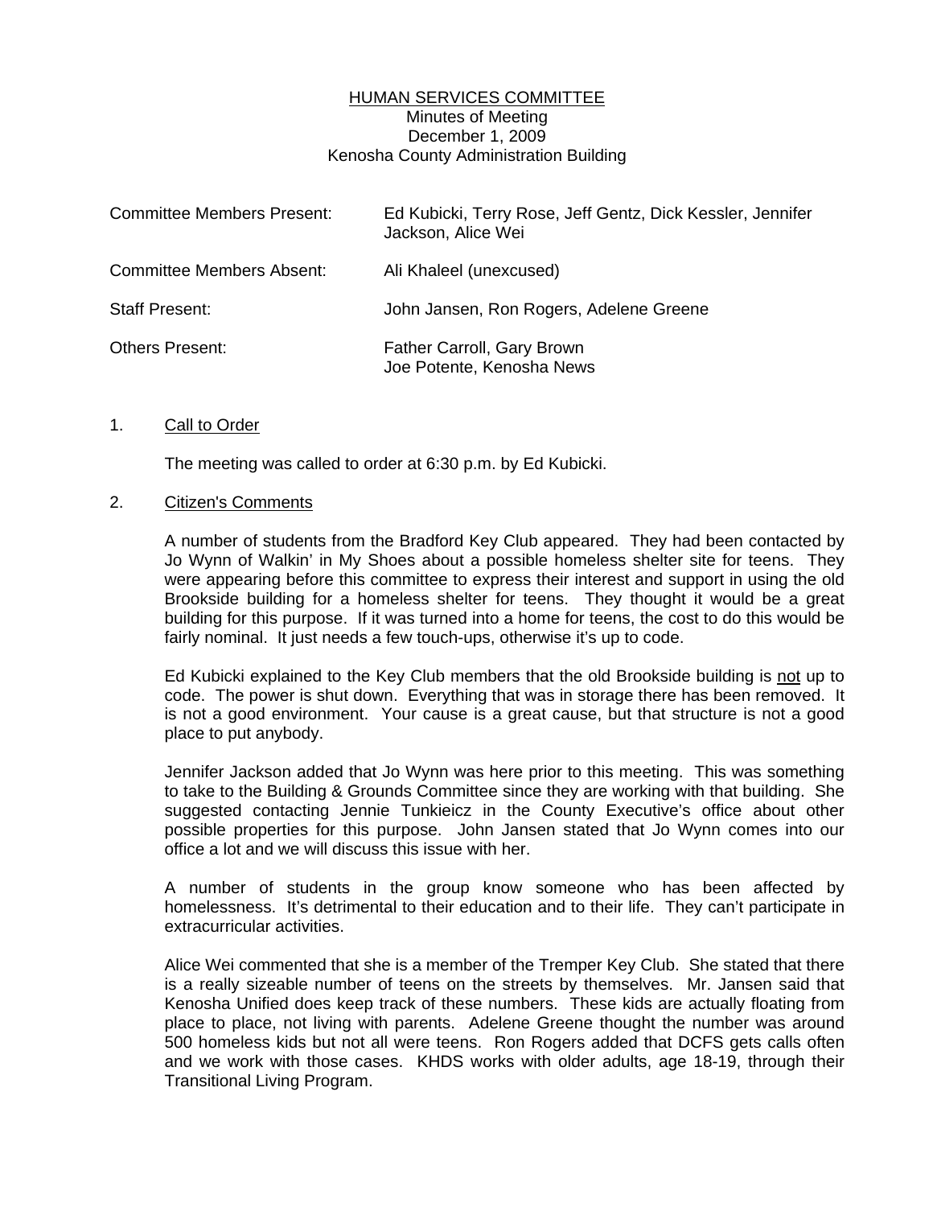# HUMAN SERVICES COMMITTEE

Minutes of Meeting
December 1, 2009
Kenosha County Administration Building

| | |
|---|---|
| Committee Members Present: | Ed Kubicki, Terry Rose, Jeff Gentz, Dick Kessler, Jennifer Jackson, Alice Wei |
| Committee Members Absent: | Ali Khaleel (unexcused) |
| Staff Present: | John Jansen, Ron Rogers, Adelene Greene |
| Others Present: | Father Carroll, Gary Brown<br>Joe Potente, Kenosha News |

1. Call to Order

   The meeting was called to order at 6:30 p.m. by Ed Kubicki.

2. Citizen's Comments

   A number of students from the Bradford Key Club appeared. They had been contacted by Jo Wynn of Walkin' in My Shoes about a possible homeless shelter site for teens. They were appearing before this committee to express their interest and support in using the old Brookside building for a homeless shelter for teens. They thought it would be a great building for this purpose. If it was turned into a home for teens, the cost to do this would be fairly nominal. It just needs a few touch-ups, otherwise it's up to code.

   Ed Kubicki explained to the Key Club members that the old Brookside building is not up to code. The power is shut down. Everything that was in storage there has been removed. It is not a good environment. Your cause is a great cause, but that structure is not a good place to put anybody.

   Jennifer Jackson added that Jo Wynn was here prior to this meeting. This was something to take to the Building & Grounds Committee since they are working with that building. She suggested contacting Jennie Tunkieicz in the County Executive's office about other possible properties for this purpose. John Jansen stated that Jo Wynn comes into our office a lot and we will discuss this issue with her.

   A number of students in the group know someone who has been affected by homelessness. It's detrimental to their education and to their life. They can't participate in extracurricular activities.

   Alice Wei commented that she is a member of the Tremper Key Club. She stated that there is a really sizeable number of teens on the streets by themselves. Mr. Jansen said that Kenosha Unified does keep track of these numbers. These kids are actually floating from place to place, not living with parents. Adelene Greene thought the number was around 500 homeless kids but not all were teens. Ron Rogers added that DCFS gets calls often and we work with those cases. KHDS works with older adults, age 18-19, through their Transitional Living Program.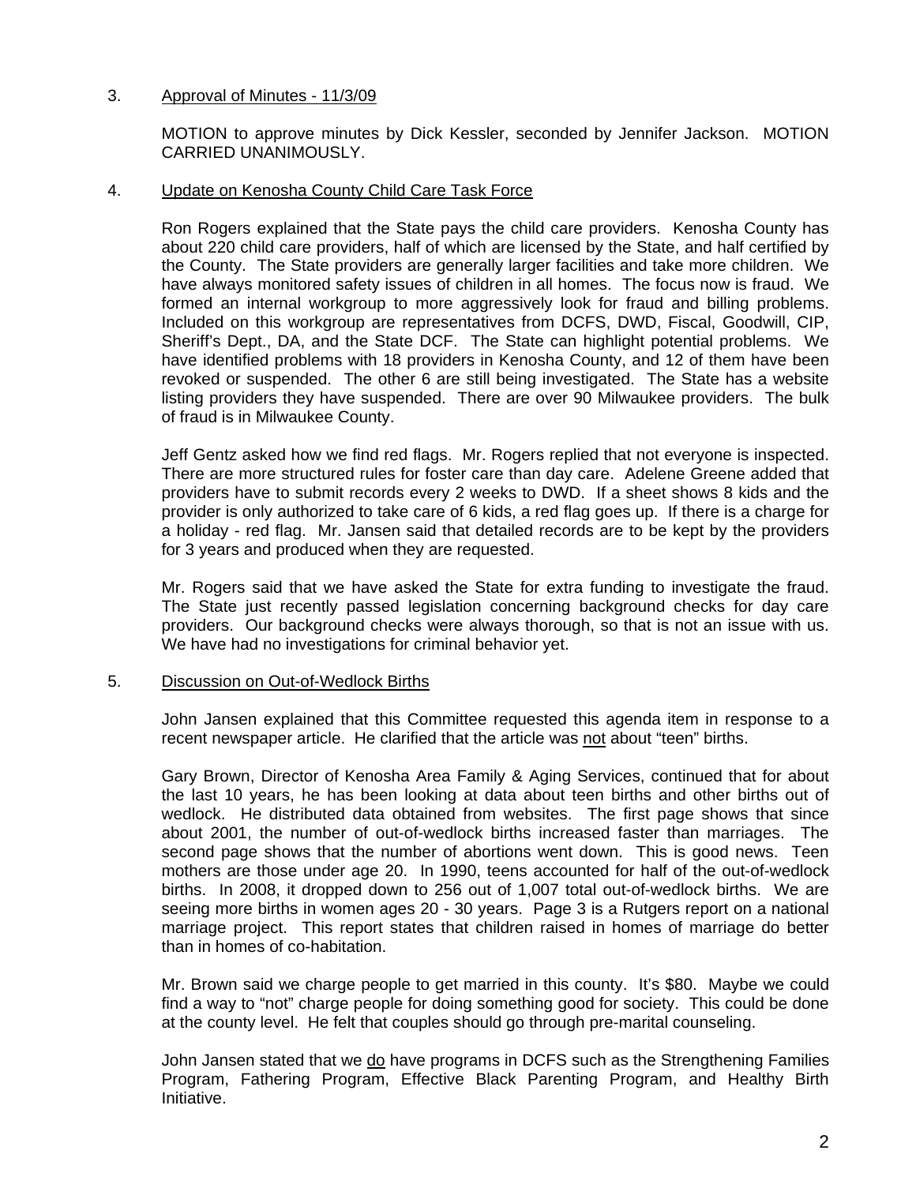3. Approval of Minutes - 11/3/09

MOTION to approve minutes by Dick Kessler, seconded by Jennifer Jackson. MOTION CARRIED UNANIMOUSLY.

4. Update on Kenosha County Child Care Task Force

Ron Rogers explained that the State pays the child care providers. Kenosha County has about 220 child care providers, half of which are licensed by the State, and half certified by the County. The State providers are generally larger facilities and take more children. We have always monitored safety issues of children in all homes. The focus now is fraud. We formed an internal workgroup to more aggressively look for fraud and billing problems. Included on this workgroup are representatives from DCFS, DWD, Fiscal, Goodwill, CIP, Sheriff's Dept., DA, and the State DCF. The State can highlight potential problems. We have identified problems with 18 providers in Kenosha County, and 12 of them have been revoked or suspended. The other 6 are still being investigated. The State has a website listing providers they have suspended. There are over 90 Milwaukee providers. The bulk of fraud is in Milwaukee County.

Jeff Gentz asked how we find red flags. Mr. Rogers replied that not everyone is inspected. There are more structured rules for foster care than day care. Adelene Greene added that providers have to submit records every 2 weeks to DWD. If a sheet shows 8 kids and the provider is only authorized to take care of 6 kids, a red flag goes up. If there is a charge for a holiday - red flag. Mr. Jansen said that detailed records are to be kept by the providers for 3 years and produced when they are requested.

Mr. Rogers said that we have asked the State for extra funding to investigate the fraud. The State just recently passed legislation concerning background checks for day care providers. Our background checks were always thorough, so that is not an issue with us. We have had no investigations for criminal behavior yet.

5. Discussion on Out-of-Wedlock Births

John Jansen explained that this Committee requested this agenda item in response to a recent newspaper article. He clarified that the article was not about "teen" births.

Gary Brown, Director of Kenosha Area Family & Aging Services, continued that for about the last 10 years, he has been looking at data about teen births and other births out of wedlock. He distributed data obtained from websites. The first page shows that since about 2001, the number of out-of-wedlock births increased faster than marriages. The second page shows that the number of abortions went down. This is good news. Teen mothers are those under age 20. In 1990, teens accounted for half of the out-of-wedlock births. In 2008, it dropped down to 256 out of 1,007 total out-of-wedlock births. We are seeing more births in women ages 20 - 30 years. Page 3 is a Rutgers report on a national marriage project. This report states that children raised in homes of marriage do better than in homes of co-habitation.

Mr. Brown said we charge people to get married in this county. It's $80. Maybe we could find a way to "not" charge people for doing something good for society. This could be done at the county level. He felt that couples should go through pre-marital counseling.

John Jansen stated that we do have programs in DCFS such as the Strengthening Families Program, Fathering Program, Effective Black Parenting Program, and Healthy Birth Initiative.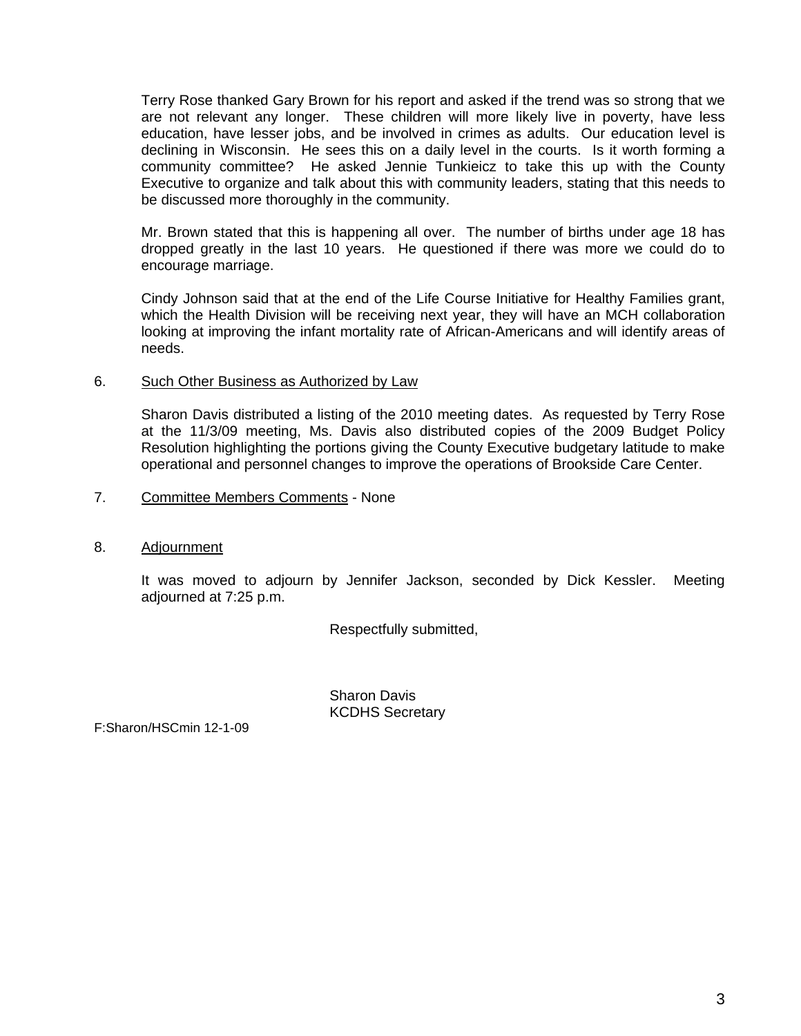Terry Rose thanked Gary Brown for his report and asked if the trend was so strong that we are not relevant any longer. These children will more likely live in poverty, have less education, have lesser jobs, and be involved in crimes as adults. Our education level is declining in Wisconsin. He sees this on a daily level in the courts. Is it worth forming a community committee? He asked Jennie Tunkieicz to take this up with the County Executive to organize and talk about this with community leaders, stating that this needs to be discussed more thoroughly in the community.

Mr. Brown stated that this is happening all over. The number of births under age 18 has dropped greatly in the last 10 years. He questioned if there was more we could do to encourage marriage.

Cindy Johnson said that at the end of the Life Course Initiative for Healthy Families grant, which the Health Division will be receiving next year, they will have an MCH collaboration looking at improving the infant mortality rate of African-Americans and will identify areas of needs.

6. Such Other Business as Authorized by Law

Sharon Davis distributed a listing of the 2010 meeting dates. As requested by Terry Rose at the 11/3/09 meeting, Ms. Davis also distributed copies of the 2009 Budget Policy Resolution highlighting the portions giving the County Executive budgetary latitude to make operational and personnel changes to improve the operations of Brookside Care Center.

7. Committee Members Comments - None

8. Adjournment

It was moved to adjourn by Jennifer Jackson, seconded by Dick Kessler. Meeting adjourned at 7:25 p.m.

Respectfully submitted,

Sharon Davis
KCDHS Secretary

F:Sharon/HSCmin 12-1-09